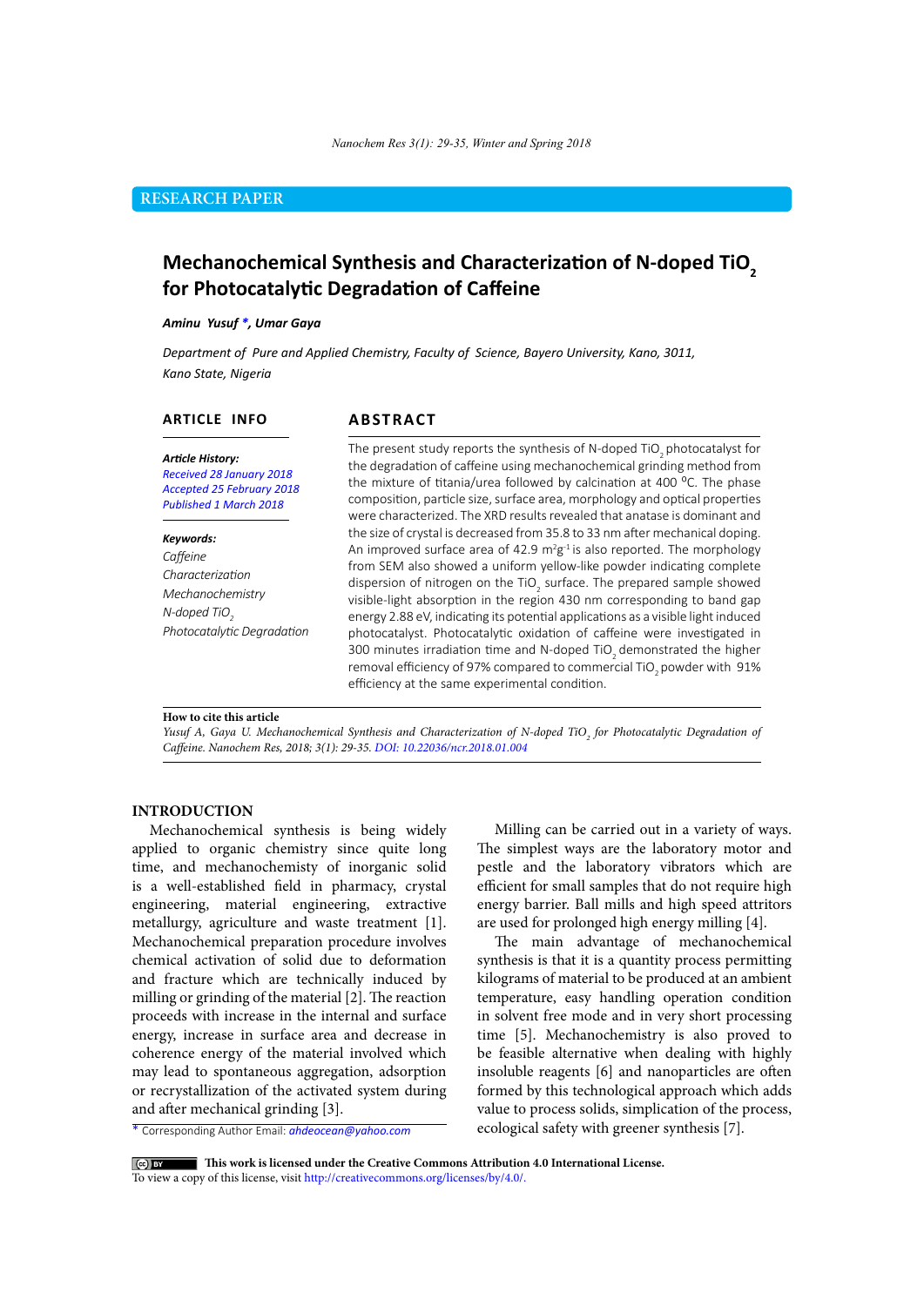RESEARCH PAPER

# Mechanochemical Synthesis and Characterization of N-doped $TiO_2$ for Photocatalytic Degradation of Caffeine

***Aminu Yusuf \*, Umar Gaya***

*Department of Pure and Applied Chemistry, Faculty of Science, Bayero University, Kano, 3011, Kano State, Nigeria*

## ARTICLE INFO

***Article History:***
*Received 28 January 2018*
*Accepted 25 February 2018*
*Published 1 March 2018*

***Keywords:***
*Caffeine*
*Characterization*
*Mechanochemistry*
*N-doped $TiO_2$*
*Photocatalytic Degradation*

## ABSTRACT

The present study reports the synthesis of N-doped $TiO_2$ photocatalyst for the degradation of caffeine using mechanochemical grinding method from the mixture of titania/urea followed by calcination at 400 $^{0}$C. The phase composition, particle size, surface area, morphology and optical properties were characterized. The XRD results revealed that anatase is dominant and the size of crystal is decreased from 35.8 to 33 nm after mechanical doping. An improved surface area of 42.9 $m^2g^{-1}$ is also reported. The morphology from SEM also showed a uniform yellow-like powder indicating complete dispersion of nitrogen on the $TiO_2$ surface. The prepared sample showed visible-light absorption in the region 430 nm corresponding to band gap energy 2.88 eV, indicating its potential applications as a visible light induced photocatalyst. Photocatalytic oxidation of caffeine were investigated in 300 minutes irradiation time and N-doped $TiO_2$ demonstrated the higher removal efficiency of 97% compared to commercial $TiO_2$ powder with 91% efficiency at the same experimental condition.

**How to cite this article**
*Yusuf A, Gaya U. Mechanochemical Synthesis and Characterization of N-doped $TiO_2$ for Photocatalytic Degradation of Caffeine. Nanochem Res, 2018; 3(1): 29-35. DOI: 10.22036/ncr.2018.01.004*

## INTRODUCTION

Mechanochemical synthesis is being widely applied to organic chemistry since quite long time, and mechanochemisty of inorganic solid is a well-established field in pharmacy, crystal engineering, material engineering, extractive metallurgy, agriculture and waste treatment [1]. Mechanochemical preparation procedure involves chemical activation of solid due to deformation and fracture which are technically induced by milling or grinding of the material [2]. The reaction proceeds with increase in the internal and surface energy, increase in surface area and decrease in coherence energy of the material involved which may lead to spontaneous aggregation, adsorption or recrystallization of the activated system during and after mechanical grinding [3].

Milling can be carried out in a variety of ways. The simplest ways are the laboratory motor and pestle and the laboratory vibrators which are efficient for small samples that do not require high energy barrier. Ball mills and high speed attritors are used for prolonged high energy milling [4].

The main advantage of mechanochemical synthesis is that it is a quantity process permitting kilograms of material to be produced at an ambient temperature, easy handling operation condition in solvent free mode and in very short processing time [5]. Mechanochemistry is also proved to be feasible alternative when dealing with highly insoluble reagents [6] and nanoparticles are often formed by this technological approach which adds value to process solids, simplication of the process, ecological safety with greener synthesis [7].

\* Corresponding Author Email: ahdeocean@yahoo.com

**This work is licensed under the Creative Commons Attribution 4.0 International License.**
To view a copy of this license, visit http://creativecommons.org/licenses/by/4.0/.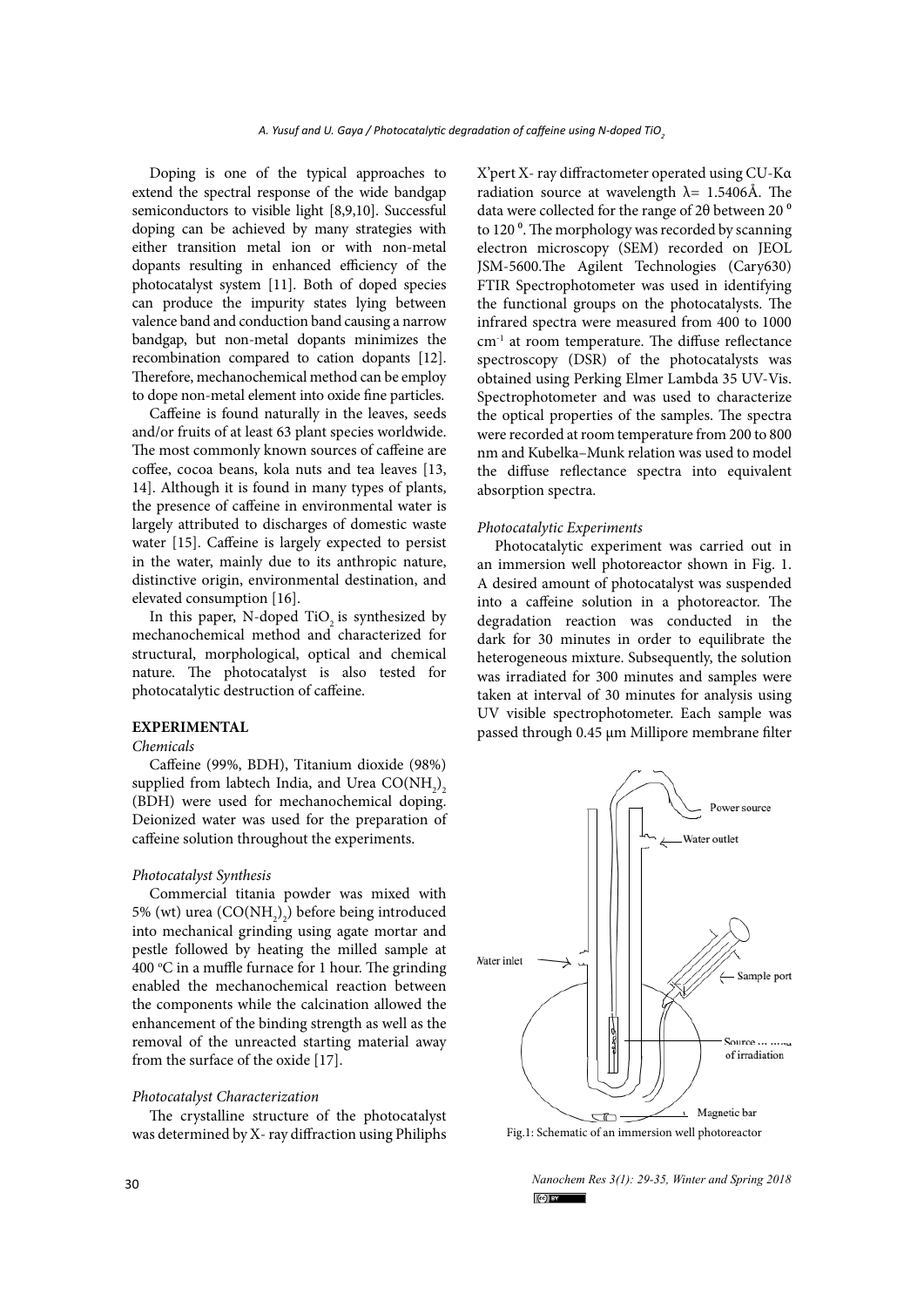Doping is one of the typical approaches to extend the spectral response of the wide bandgap semiconductors to visible light [8,9,10]. Successful doping can be achieved by many strategies with either transition metal ion or with non-metal dopants resulting in enhanced efficiency of the photocatalyst system [11]. Both of doped species can produce the impurity states lying between valence band and conduction band causing a narrow bandgap, but non-metal dopants minimizes the recombination compared to cation dopants [12]. Therefore, mechanochemical method can be employ to dope non-metal element into oxide fine particles.

Caffeine is found naturally in the leaves, seeds and/or fruits of at least 63 plant species worldwide. The most commonly known sources of caffeine are coffee, cocoa beans, kola nuts and tea leaves [13, 14]. Although it is found in many types of plants, the presence of caffeine in environmental water is largely attributed to discharges of domestic waste water [15]. Caffeine is largely expected to persist in the water, mainly due to its anthropic nature, distinctive origin, environmental destination, and elevated consumption [16].

In this paper, N-doped $TiO_2$ is synthesized by mechanochemical method and characterized for structural, morphological, optical and chemical nature. The photocatalyst is also tested for photocatalytic destruction of caffeine.

## EXPERIMENTAL

### *Chemicals*

Caffeine (99%, BDH), Titanium dioxide (98%) supplied from labtech India, and Urea $CO(NH_2)_2$ (BDH) were used for mechanochemical doping. Deionized water was used for the preparation of caffeine solution throughout the experiments.

### *Photocatalyst Synthesis*

Commercial titania powder was mixed with 5% (wt) urea ($CO(NH_2)_2$) before being introduced into mechanical grinding using agate mortar and pestle followed by heating the milled sample at 400 $^oC$ in a muffle furnace for 1 hour. The grinding enabled the mechanochemical reaction between the components while the calcination allowed the enhancement of the binding strength as well as the removal of the unreacted starting material away from the surface of the oxide [17].

### *Photocatalyst Characterization*

The crystalline structure of the photocatalyst was determined by X- ray diffraction using Philiphs X'pert X- ray diffractometer operated using CU-Kα radiation source at wavelength $\lambda = 1.5406$Å. The data were collected for the range of 2θ between 20 $^0$ to 120 $^0$. The morphology was recorded by scanning electron microscopy (SEM) recorded on JEOL JSM-5600.The Agilent Technologies (Cary630) FTIR Spectrophotometer was used in identifying the functional groups on the photocatalysts. The infrared spectra were measured from 400 to 1000 $cm^{-1}$ at room temperature. The diffuse reflectance spectroscopy (DSR) of the photocatalysts was obtained using Perking Elmer Lambda 35 UV-Vis. Spectrophotometer and was used to characterize the optical properties of the samples. The spectra were recorded at room temperature from 200 to 800 nm and Kubelka–Munk relation was used to model the diffuse reflectance spectra into equivalent absorption spectra.

### *Photocatalytic Experiments*

Photocatalytic experiment was carried out in an immersion well photoreactor shown in Fig. 1. A desired amount of photocatalyst was suspended into a caffeine solution in a photoreactor. The degradation reaction was conducted in the dark for 30 minutes in order to equilibrate the heterogeneous mixture. Subsequently, the solution was irradiated for 300 minutes and samples were taken at interval of 30 minutes for analysis using UV visible spectrophotometer. Each sample was passed through 0.45 µm Millipore membrane filter

Fig.1: Schematic of an immersion well photoreactor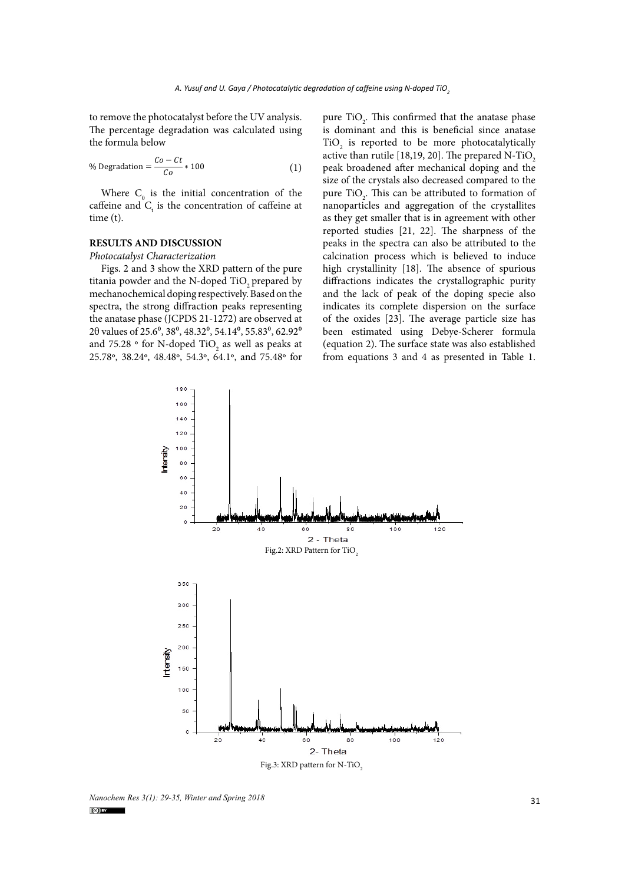to remove the photocatalyst before the UV analysis. The percentage degradation was calculated using the formula below

$$\% \text{ Degradation} = \frac{Co - Ct}{Co} * 100 \quad (1)$$

Where $C_0$ is the initial concentration of the caffeine and $C_t$ is the concentration of caffeine at time (t).

## RESULTS AND DISCUSSION

### *Photocatalyst Characterization*

Figs. 2 and 3 show the XRD pattern of the pure titania powder and the N-doped $TiO_2$ prepared by mechanochemical doping respectively. Based on the spectra, the strong diffraction peaks representing the anatase phase (JCPDS 21-1272) are observed at 2θ values of $25.6^0$, $38^0$, $48.32^0$, $54.14^0$, $55.83^0$, $62.92^0$ and $75.28$ ° for N-doped $TiO_2$ as well as peaks at 25.78°, 38.24°, 48.48°, 54.3°, 64.1°, and 75.48° for pure $TiO_2$. This confirmed that the anatase phase is dominant and this is beneficial since anatase $TiO_2$ is reported to be more photocatalytically active than rutile [18,19, 20]. The prepared N-$TiO_2$ peak broadened after mechanical doping and the size of the crystals also decreased compared to the pure $TiO_2$. This can be attributed to formation of nanoparticles and aggregation of the crystallites as they get smaller that is in agreement with other reported studies [21, 22]. The sharpness of the peaks in the spectra can also be attributed to the calcination process which is believed to induce high crystallinity [18]. The absence of spurious diffractions indicates the crystallographic purity and the lack of peak of the doping specie also indicates its complete dispersion on the surface of the oxides [23]. The average particle size has been estimated using Debye-Scherer formula (equation 2). The surface state was also established from equations 3 and 4 as presented in Table 1.

Fig.2: XRD Pattern for $TiO_2$

Fig.3: XRD pattern for N-$TiO_2$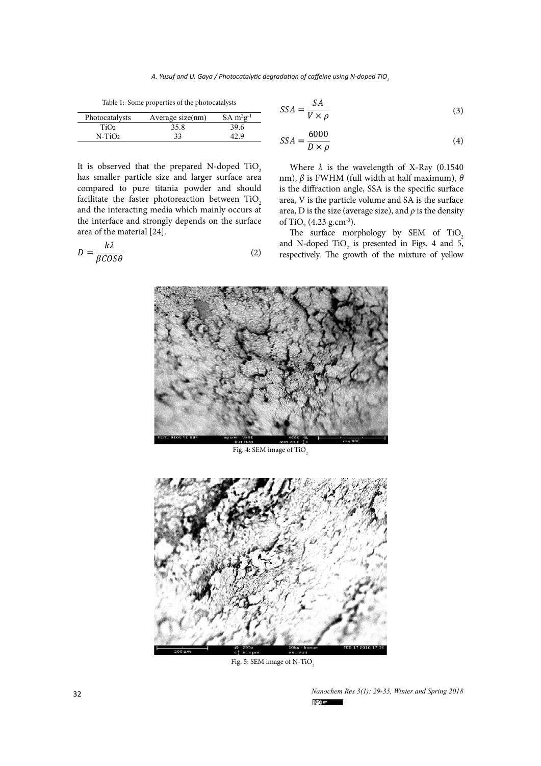Table 1: Some properties of the photocatalysts

| Photocatalysts | Average size(nm) | SA $m^2g^{-1}$ |
|---|---|---|
| $TiO_2$ | 35.8 | 39.6 |
| N-$TiO_2$ | 33 | 42.9 |

It is observed that the prepared N-doped $TiO_2$ has smaller particle size and larger surface area compared to pure titania powder and should facilitate the faster photoreaction between $TiO_2$ and the interacting media which mainly occurs at the interface and strongly depends on the surface area of the material [24].

$$D = \frac{k\lambda}{\beta COS\theta} \tag{2}$$

$$SSA = \frac{SA}{V \times \rho} \tag{3}$$

$$SSA = \frac{6000}{D \times \rho} \tag{4}$$

Where $\lambda$ is the wavelength of X-Ray (0.1540 nm), $\beta$ is FWHM (full width at half maximum), $\theta$ is the diffraction angle, SSA is the specific surface area, V is the particle volume and SA is the surface area, D is the size (average size), and $\rho$ is the density of $TiO_2$ (4.23 $g.cm^{-3}$).

The surface morphology by SEM of $TiO_2$ and N-doped $TiO_2$ is presented in Figs. 4 and 5, respectively. The growth of the mixture of yellow

Fig. 4: SEM image of $TiO_2$

Fig. 5: SEM image of N-$TiO_2$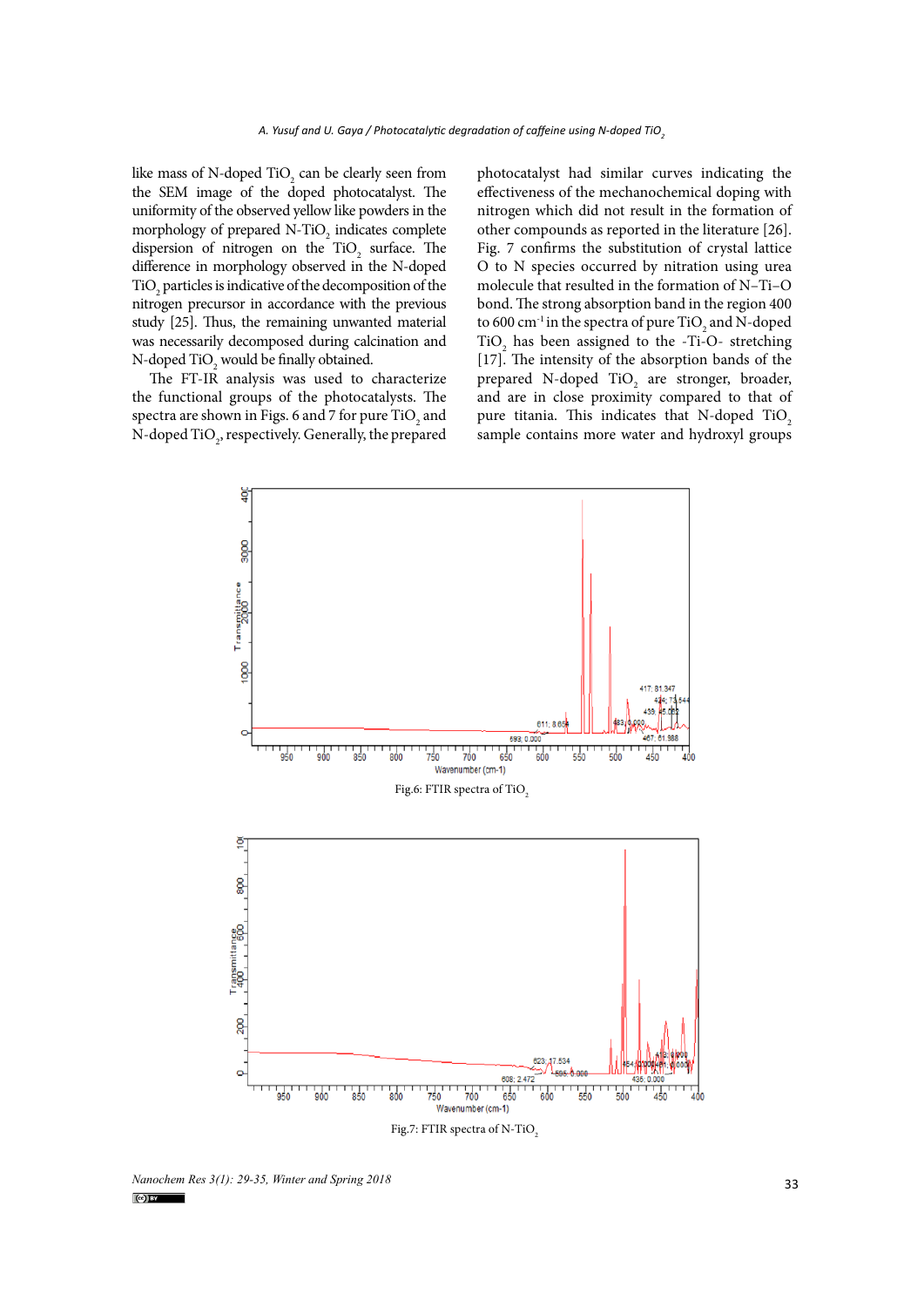like mass of N-doped $TiO_2$ can be clearly seen from the SEM image of the doped photocatalyst. The uniformity of the observed yellow like powders in the morphology of prepared N-$TiO_2$ indicates complete dispersion of nitrogen on the $TiO_2$ surface. The difference in morphology observed in the N-doped $TiO_2$ particles is indicative of the decomposition of the nitrogen precursor in accordance with the previous study [25]. Thus, the remaining unwanted material was necessarily decomposed during calcination and N-doped $TiO_2$ would be finally obtained.

The FT-IR analysis was used to characterize the functional groups of the photocatalysts. The spectra are shown in Figs. 6 and 7 for pure $TiO_2$ and N-doped $TiO_2$, respectively. Generally, the prepared photocatalyst had similar curves indicating the effectiveness of the mechanochemical doping with nitrogen which did not result in the formation of other compounds as reported in the literature [26]. Fig. 7 confirms the substitution of crystal lattice O to N species occurred by nitration using urea molecule that resulted in the formation of N–Ti–O bond. The strong absorption band in the region 400 to 600 $cm^{-1}$ in the spectra of pure $TiO_2$ and N-doped $TiO_2$ has been assigned to the -Ti-O- stretching [17]. The intensity of the absorption bands of the prepared N-doped $TiO_2$ are stronger, broader, and are in close proximity compared to that of pure titania. This indicates that N-doped $TiO_2$ sample contains more water and hydroxyl groups

Fig.6: FTIR spectra of $TiO_2$

Fig.7: FTIR spectra of N-$TiO_2$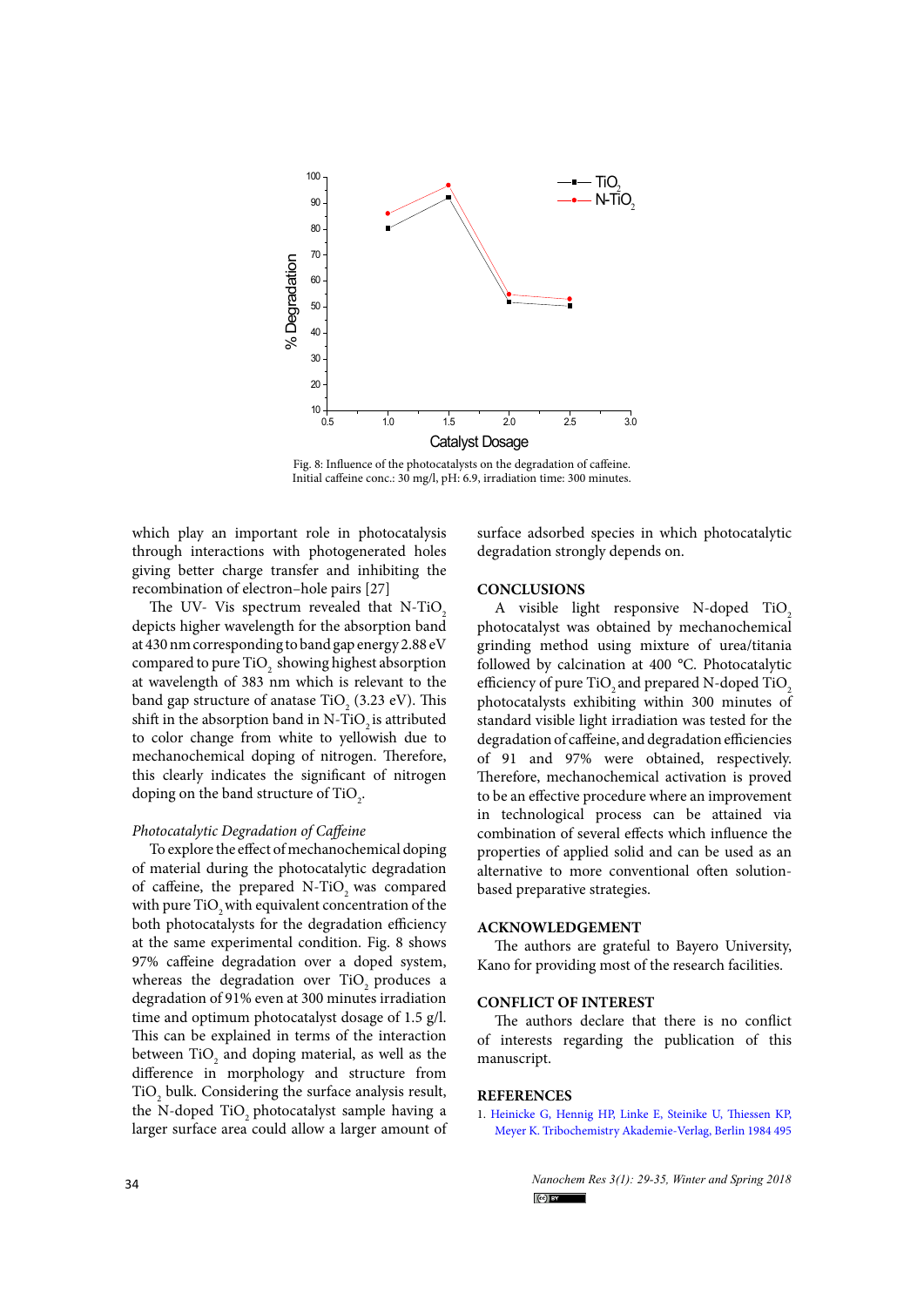Fig. 8: Influence of the photocatalysts on the degradation of caffeine. Initial caffeine conc.: 30 mg/l, pH: 6.9, irradiation time: 300 minutes.

which play an important role in photocatalysis through interactions with photogenerated holes giving better charge transfer and inhibiting the recombination of electron–hole pairs [27]

The UV- Vis spectrum revealed that N-$TiO_2$ depicts higher wavelength for the absorption band at 430 nm corresponding to band gap energy 2.88 eV compared to pure $TiO_2$ showing highest absorption at wavelength of 383 nm which is relevant to the band gap structure of anatase $TiO_2$ (3.23 eV). This shift in the absorption band in N-$TiO_2$ is attributed to color change from white to yellowish due to mechanochemical doping of nitrogen. Therefore, this clearly indicates the significant of nitrogen doping on the band structure of $TiO_2$.

*Photocatalytic Degradation of Caffeine*

To explore the effect of mechanochemical doping of material during the photocatalytic degradation of caffeine, the prepared N-$TiO_2$ was compared with pure $TiO_2$ with equivalent concentration of the both photocatalysts for the degradation efficiency at the same experimental condition. Fig. 8 shows 97% caffeine degradation over a doped system, whereas the degradation over $TiO_2$ produces a degradation of 91% even at 300 minutes irradiation time and optimum photocatalyst dosage of 1.5 g/l. This can be explained in terms of the interaction between $TiO_2$ and doping material, as well as the difference in morphology and structure from $TiO_2$ bulk. Considering the surface analysis result, the N-doped $TiO_2$ photocatalyst sample having a larger surface area could allow a larger amount of surface adsorbed species in which photocatalytic degradation strongly depends on.

## CONCLUSIONS

A visible light responsive N-doped $TiO_2$ photocatalyst was obtained by mechanochemical grinding method using mixture of urea/titania followed by calcination at 400 °C. Photocatalytic efficiency of pure $TiO_2$ and prepared N-doped $TiO_2$ photocatalysts exhibiting within 300 minutes of standard visible light irradiation was tested for the degradation of caffeine, and degradation efficiencies of 91 and 97% were obtained, respectively. Therefore, mechanochemical activation is proved to be an effective procedure where an improvement in technological process can be attained via combination of several effects which influence the properties of applied solid and can be used as an alternative to more conventional often solution-based preparative strategies.

## ACKNOWLEDGEMENT

The authors are grateful to Bayero University, Kano for providing most of the research facilities.

## CONFLICT OF INTEREST

The authors declare that there is no conflict of interests regarding the publication of this manuscript.

## REFERENCES

1. Heinicke G, Hennig HP, Linke E, Steinike U, Thiessen KP, Meyer K. Tribochemistry Akademie-Verlag, Berlin 1984 495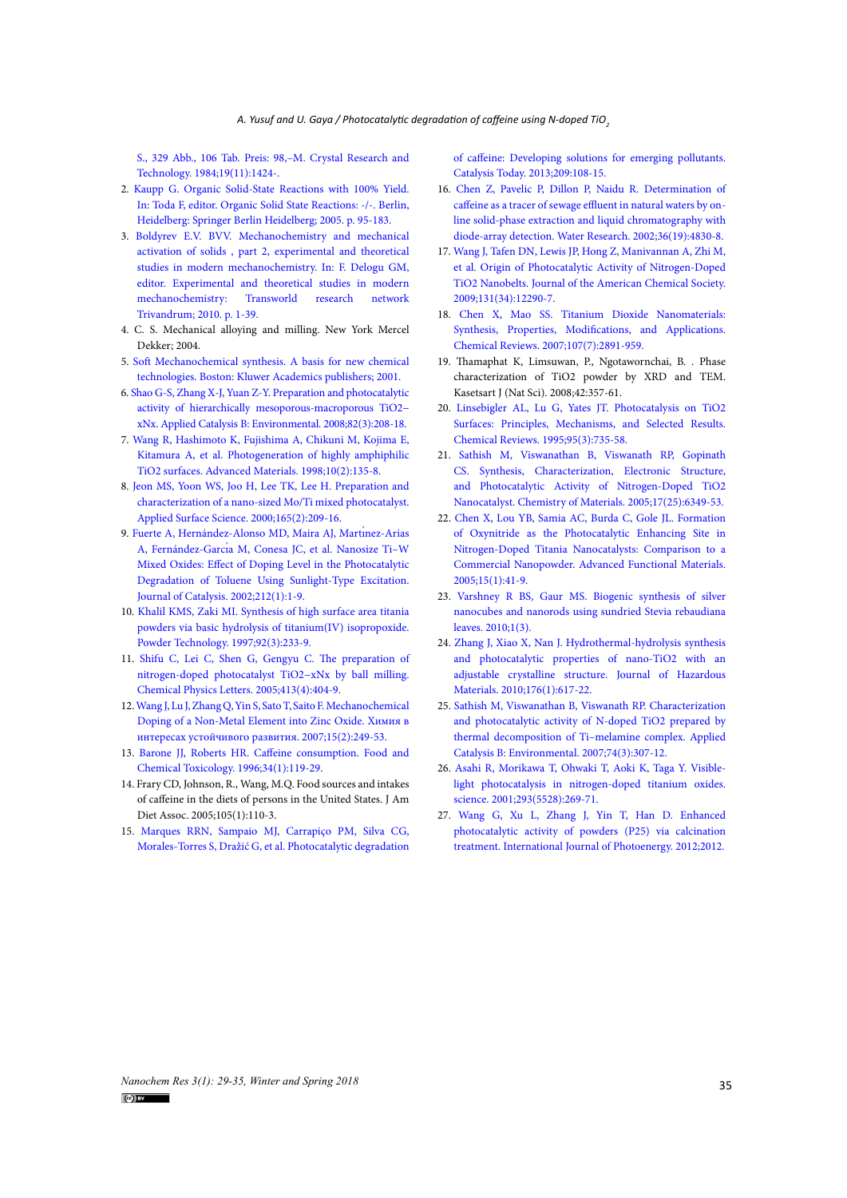S., 329 Abb., 106 Tab. Preis: 98,–M. Crystal Research and Technology. 1984;19(11):1424-.

2. Kaupp G. Organic Solid-State Reactions with 100% Yield. In: Toda F, editor. Organic Solid State Reactions: -/-. Berlin, Heidelberg: Springer Berlin Heidelberg; 2005. p. 95-183.
3. Boldyrev E.V. BVV. Mechanochemistry and mechanical activation of solids , part 2, experimental and theoretical studies in modern mechanochemistry. In: F. Delogu GM, editor. Experimental and theoretical studies in modern mechanochemistry: Transworld research network Trivandrum; 2010. p. 1-39.
4. C. S. Mechanical alloying and milling. New York Mercel Dekker; 2004.
5. Soft Mechanochemical synthesis. A basis for new chemical technologies. Boston: Kluwer Academics publishers; 2001.
6. Shao G-S, Zhang X-J, Yuan Z-Y. Preparation and photocatalytic activity of hierarchically mesoporous-macroporous $TiO_{2-x}N_x$. Applied Catalysis B: Environmental. 2008;82(3):208-18.
7. Wang R, Hashimoto K, Fujishima A, Chikuni M, Kojima E, Kitamura A, et al. Photogeneration of highly amphiphilic TiO2 surfaces. Advanced Materials. 1998;10(2):135-8.
8. Jeon MS, Yoon WS, Joo H, Lee TK, Lee H. Preparation and characterization of a nano-sized Mo/Ti mixed photocatalyst. Applied Surface Science. 2000;165(2):209-16.
9. Fuerte A, Hernández-Alonso MD, Maira AJ, Martínez-Arias A, Fernández-García M, Conesa JC, et al. Nanosize Ti–W Mixed Oxides: Effect of Doping Level in the Photocatalytic Degradation of Toluene Using Sunlight-Type Excitation. Journal of Catalysis. 2002;212(1):1-9.
10. Khalil KMS, Zaki MI. Synthesis of high surface area titania powders via basic hydrolysis of titanium(IV) isopropoxide. Powder Technology. 1997;92(3):233-9.
11. Shifu C, Lei C, Shen G, Gengyu C. The preparation of nitrogen-doped photocatalyst $TiO_{2-x}N_x$ by ball milling. Chemical Physics Letters. 2005;413(4):404-9.
12. Wang J, Lu J, Zhang Q, Yin S, Sato T, Saito F. Mechanochemical Doping of a Non-Metal Element into Zinc Oxide. Химия в интересах устойчивого развития. 2007;15(2):249-53.
13. Barone JJ, Roberts HR. Caffeine consumption. Food and Chemical Toxicology. 1996;34(1):119-29.
14. Frary CD, Johnson, R., Wang, M.Q. Food sources and intakes of caffeine in the diets of persons in the United States. J Am Diet Assoc. 2005;105(1):110-3.
15. Marques RRN, Sampaio MJ, Carrapiço PM, Silva CG, Morales-Torres S, Dražić G, et al. Photocatalytic degradation of caffeine: Developing solutions for emerging pollutants. Catalysis Today. 2013;209:108-15.
16. Chen Z, Pavelic P, Dillon P, Naidu R. Determination of caffeine as a tracer of sewage effluent in natural waters by on-line solid-phase extraction and liquid chromatography with diode-array detection. Water Research. 2002;36(19):4830-8.
17. Wang J, Tafen DN, Lewis JP, Hong Z, Manivannan A, Zhi M, et al. Origin of Photocatalytic Activity of Nitrogen-Doped TiO2 Nanobelts. Journal of the American Chemical Society. 2009;131(34):12290-7.
18. Chen X, Mao SS. Titanium Dioxide Nanomaterials: Synthesis, Properties, Modifications, and Applications. Chemical Reviews. 2007;107(7):2891-959.
19. Thamaphat K, Limsuwan, P., Ngotawornchai, B. . Phase characterization of TiO2 powder by XRD and TEM. Kasetsart J (Nat Sci). 2008;42:357-61.
20. Linsebigler AL, Lu G, Yates JT. Photocatalysis on TiO2 Surfaces: Principles, Mechanisms, and Selected Results. Chemical Reviews. 1995;95(3):735-58.
21. Sathish M, Viswanathan B, Viswanath RP, Gopinath CS. Synthesis, Characterization, Electronic Structure, and Photocatalytic Activity of Nitrogen-Doped TiO2 Nanocatalyst. Chemistry of Materials. 2005;17(25):6349-53.
22. Chen X, Lou YB, Samia AC, Burda C, Gole JL. Formation of Oxynitride as the Photocatalytic Enhancing Site in Nitrogen-Doped Titania Nanocatalysts: Comparison to a Commercial Nanopowder. Advanced Functional Materials. 2005;15(1):41-9.
23. Varshney R BS, Gaur MS. Biogenic synthesis of silver nanocubes and nanorods using sundried Stevia rebaudiana leaves. 2010;1(3).
24. Zhang J, Xiao X, Nan J. Hydrothermal-hydrolysis synthesis and photocatalytic properties of nano-TiO2 with an adjustable crystalline structure. Journal of Hazardous Materials. 2010;176(1):617-22.
25. Sathish M, Viswanathan B, Viswanath RP. Characterization and photocatalytic activity of N-doped TiO2 prepared by thermal decomposition of Ti–melamine complex. Applied Catalysis B: Environmental. 2007;74(3):307-12.
26. Asahi R, Morikawa T, Ohwaki T, Aoki K, Taga Y. Visible-light photocatalysis in nitrogen-doped titanium oxides. science. 2001;293(5528):269-71.
27. Wang G, Xu L, Zhang J, Yin T, Han D. Enhanced photocatalytic activity of powders (P25) via calcination treatment. International Journal of Photoenergy. 2012;2012.